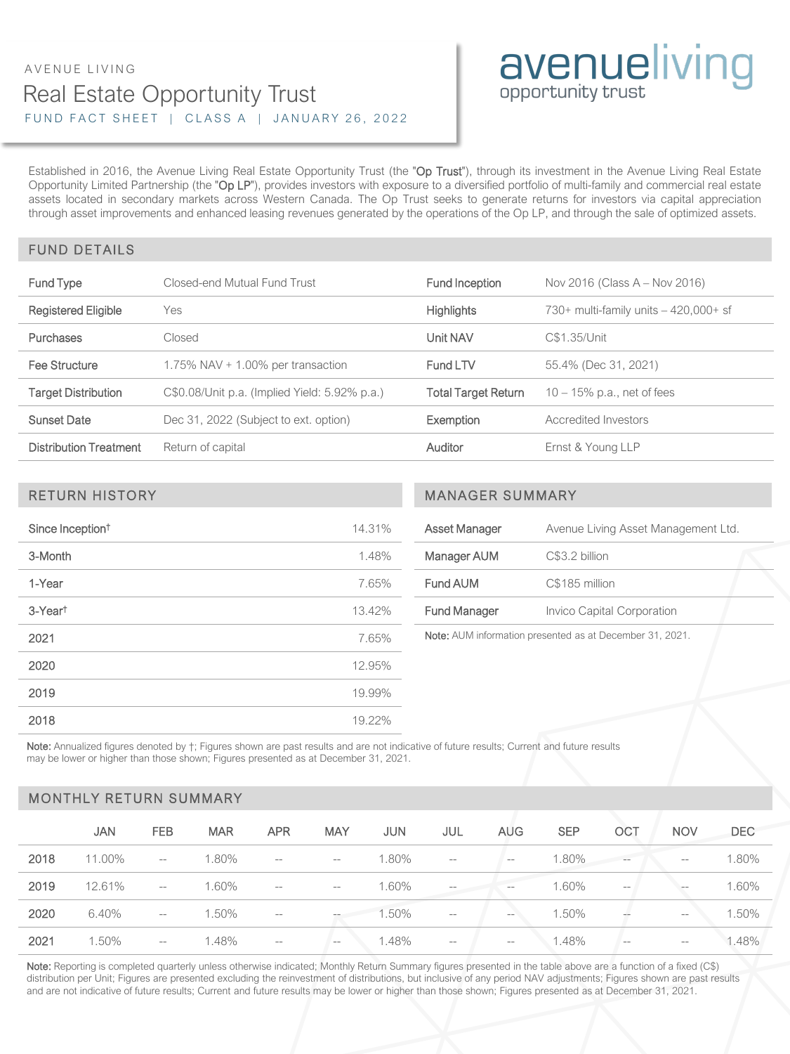AVENUE LIVING

# Real Estate Opportunity Trust

FUND FACT SHEET | CLASS A | JANUARY 26, 2022

avenueliving opportunity trust

Established in 2016, the Avenue Living Real Estate Opportunity Trust (the "**Op Trust**"), through its investment in the Avenue Living Real Estate Opportunity Limited Partnership (the "**Op LP**"), provides investors with exposure to a diversified portfolio of multi-family and commercial real estate assets located in secondary markets across Western Canada. The Op Trust seeks to generate returns for investors via capital appreciation through asset improvements and enhanced leasing revenues generated by the operations of the Op LP, and through the sale of optimized assets.

## FUND DETAILS

| | | | |
|---|---|---|---|
| Fund Type | Closed-end Mutual Fund Trust | Fund Inception | Nov 2016 (Class A – Nov 2016) |
| Registered Eligible | Yes | Highlights | 730+ multi-family units – 420,000+ sf |
| Purchases | Closed | Unit NAV | C$1.35/Unit |
| Fee Structure | 1.75% NAV + 1.00% per transaction | Fund LTV | 55.4% (Dec 31, 2021) |
| Target Distribution | C$0.08/Unit p.a. (Implied Yield: 5.92% p.a.) | Total Target Return | 10 – 15% p.a., net of fees |
| Sunset Date | Dec 31, 2022 (Subject to ext. option) | Exemption | Accredited Investors |
| Distribution Treatment | Return of capital | Auditor | Ernst & Young LLP |

## RETURN HISTORY

| | |
|---|---|
| Since Inception† | 14.31% |
| 3-Month | 1.48% |
| 1-Year | 7.65% |
| 3-Year† | 13.42% |
| 2021 | 7.65% |
| 2020 | 12.95% |
| 2019 | 19.99% |
| 2018 | 19.22% |

**Note:** Annualized figures denoted by †; Figures shown are past results and are not indicative of future results; Current and future results may be lower or higher than those shown; Figures presented as at December 31, 2021.

## MANAGER SUMMARY

| | |
|---|---|
| Asset Manager | Avenue Living Asset Management Ltd. |
| Manager AUM | C$3.2 billion |
| Fund AUM | C$185 million |
| Fund Manager | Invico Capital Corporation |

**Note:** AUM information presented as at December 31, 2021.

## MONTHLY RETURN SUMMARY

| | JAN | FEB | MAR | APR | MAY | JUN | JUL | AUG | SEP | OCT | NOV | DEC |
|---|---|---|---|---|---|---|---|---|---|---|---|---|
| 2018 | 11.00% | -- | 1.80% | -- | -- | 1.80% | -- | -- | 1.80% | -- | -- | 1.80% |
| 2019 | 12.61% | -- | 1.60% | -- | -- | 1.60% | -- | -- | 1.60% | -- | -- | 1.60% |
| 2020 | 6.40% | -- | 1.50% | -- | -- | 1.50% | -- | -- | 1.50% | -- | -- | 1.50% |
| 2021 | 1.50% | -- | 1.48% | -- | -- | 1.48% | -- | -- | 1.48% | -- | -- | 1.48% |

**Note:** Reporting is completed quarterly unless otherwise indicated; Monthly Return Summary figures presented in the table above are a function of a fixed (C$) distribution per Unit; Figures are presented excluding the reinvestment of distributions, but inclusive of any period NAV adjustments; Figures shown are past results and are not indicative of future results; Current and future results may be lower or higher than those shown; Figures presented as at December 31, 2021.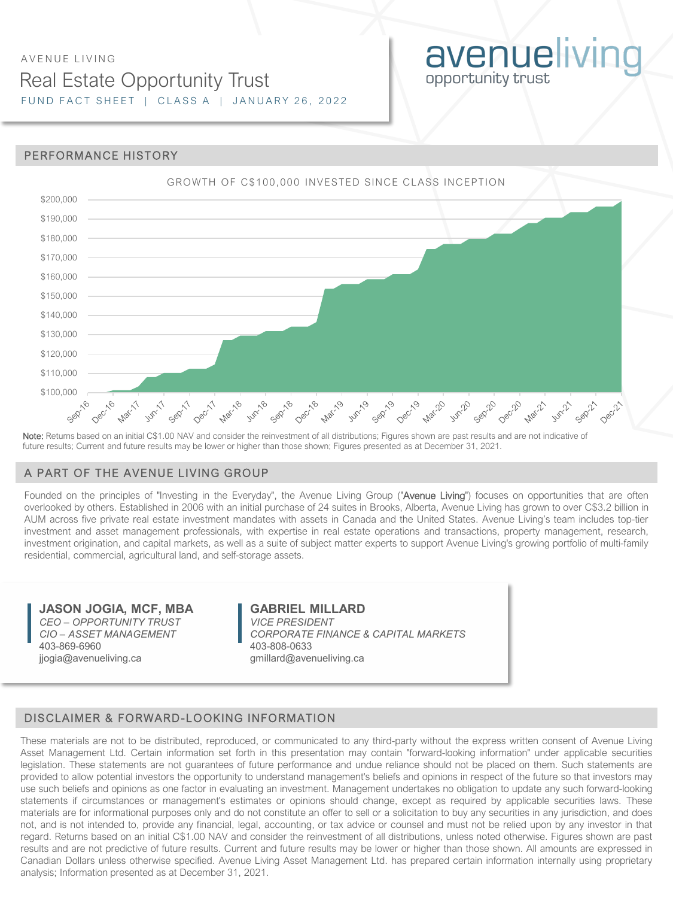AVENUE LIVING

# Real Estate Opportunity Trust

FUND FACT SHEET | CLASS A | JANUARY 26, 2022

avenueliving
opportunity trust

## PERFORMANCE HISTORY

GROWTH OF C$100,000 INVESTED SINCE CLASS INCEPTION

$200,000
$190,000
$180,000
$170,000
$160,000
$150,000
$140,000
$130,000
$120,000
$110,000
$100,000

Sep-16 Dec-16 Mar-17 Jun-17 Sep-17 Dec-17 Mar-18 Jun-18 Sep-18 Dec-18 Mar-19 Jun-19 Sep-19 Dec-19 Mar-20 Jun-20 Sep-20 Dec-20 Mar-21 Jun-21 Sep-21 Dec-21

**Note:** Returns based on an initial C$1.00 NAV and consider the reinvestment of all distributions; Figures shown are past results and are not indicative of future results; Current and future results may be lower or higher than those shown; Figures presented as at December 31, 2021.

## A PART OF THE AVENUE LIVING GROUP

Founded on the principles of "Investing in the Everyday", the Avenue Living Group ("Avenue Living") focuses on opportunities that are often overlooked by others. Established in 2006 with an initial purchase of 24 suites in Brooks, Alberta, Avenue Living has grown to over C$3.2 billion in AUM across five private real estate investment mandates with assets in Canada and the United States. Avenue Living's team includes top-tier investment and asset management professionals, with expertise in real estate operations and transactions, property management, research, investment origination, and capital markets, as well as a suite of subject matter experts to support Avenue Living's growing portfolio of multi-family residential, commercial, agricultural land, and self-storage assets.

**JASON JOGIA, MCF, MBA**
*CEO – OPPORTUNITY TRUST*
*CIO – ASSET MANAGEMENT*
403-869-6960
jjogia@avenueliving.ca

**GABRIEL MILLARD**
*VICE PRESIDENT*
*CORPORATE FINANCE & CAPITAL MARKETS*
403-808-0633
gmillard@avenueliving.ca

## DISCLAIMER & FORWARD-LOOKING INFORMATION

These materials are not to be distributed, reproduced, or communicated to any third-party without the express written consent of Avenue Living Asset Management Ltd. Certain information set forth in this presentation may contain "forward-looking information" under applicable securities legislation. These statements are not guarantees of future performance and undue reliance should not be placed on them. Such statements are provided to allow potential investors the opportunity to understand management's beliefs and opinions in respect of the future so that investors may use such beliefs and opinions as one factor in evaluating an investment. Management undertakes no obligation to update any such forward-looking statements if circumstances or management's estimates or opinions should change, except as required by applicable securities laws. These materials are for informational purposes only and do not constitute an offer to sell or a solicitation to buy any securities in any jurisdiction, and does not, and is not intended to, provide any financial, legal, accounting, or tax advice or counsel and must not be relied upon by any investor in that regard. Returns based on an initial C$1.00 NAV and consider the reinvestment of all distributions, unless noted otherwise. Figures shown are past results and are not predictive of future results. Current and future results may be lower or higher than those shown. All amounts are expressed in Canadian Dollars unless otherwise specified. Avenue Living Asset Management Ltd. has prepared certain information internally using proprietary analysis; Information presented as at December 31, 2021.